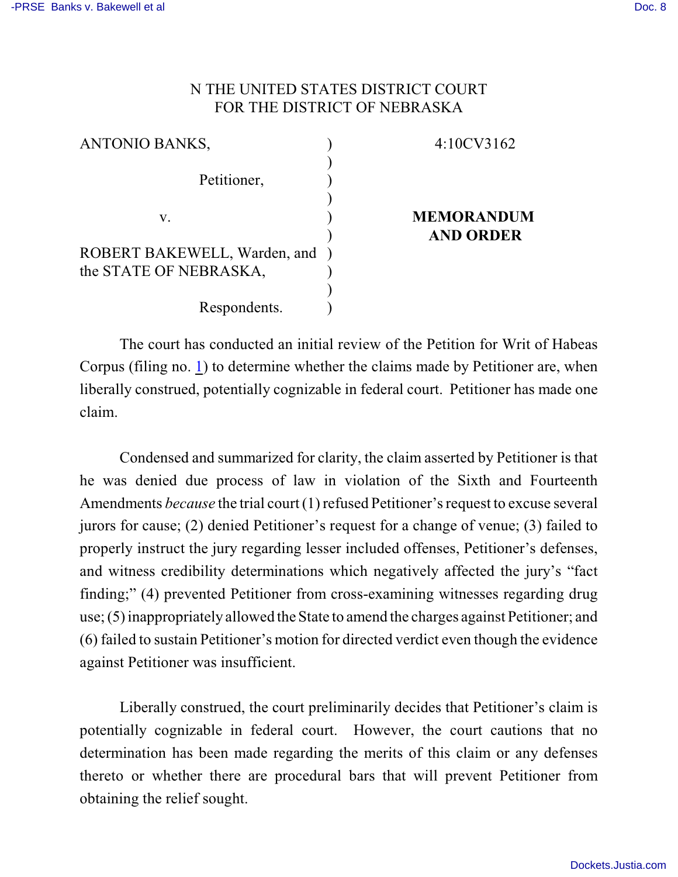N THE UNITED STATES DISTRICT COURT
FOR THE DISTRICT OF NEBRASKA

| | | |
|---|---|---|
| ANTONIO BANKS, | ) | 4:10CV3162 |
| | ) | |
| Petitioner, | ) | |
| | ) | |
| v. | ) | **MEMORANDUM AND ORDER** |
| | ) | |
| ROBERT BAKEWELL, Warden, and the STATE OF NEBRASKA, | ) | |
| | ) | |
| Respondents. | ) | |

The court has conducted an initial review of the Petition for Writ of Habeas Corpus (filing no. 1) to determine whether the claims made by Petitioner are, when liberally construed, potentially cognizable in federal court. Petitioner has made one claim.

Condensed and summarized for clarity, the claim asserted by Petitioner is that he was denied due process of law in violation of the Sixth and Fourteenth Amendments *because* the trial court (1) refused Petitioner's request to excuse several jurors for cause; (2) denied Petitioner's request for a change of venue; (3) failed to properly instruct the jury regarding lesser included offenses, Petitioner's defenses, and witness credibility determinations which negatively affected the jury's "fact finding;" (4) prevented Petitioner from cross-examining witnesses regarding drug use; (5) inappropriately allowed the State to amend the charges against Petitioner; and (6) failed to sustain Petitioner's motion for directed verdict even though the evidence against Petitioner was insufficient.

Liberally construed, the court preliminarily decides that Petitioner's claim is potentially cognizable in federal court. However, the court cautions that no determination has been made regarding the merits of this claim or any defenses thereto or whether there are procedural bars that will prevent Petitioner from obtaining the relief sought.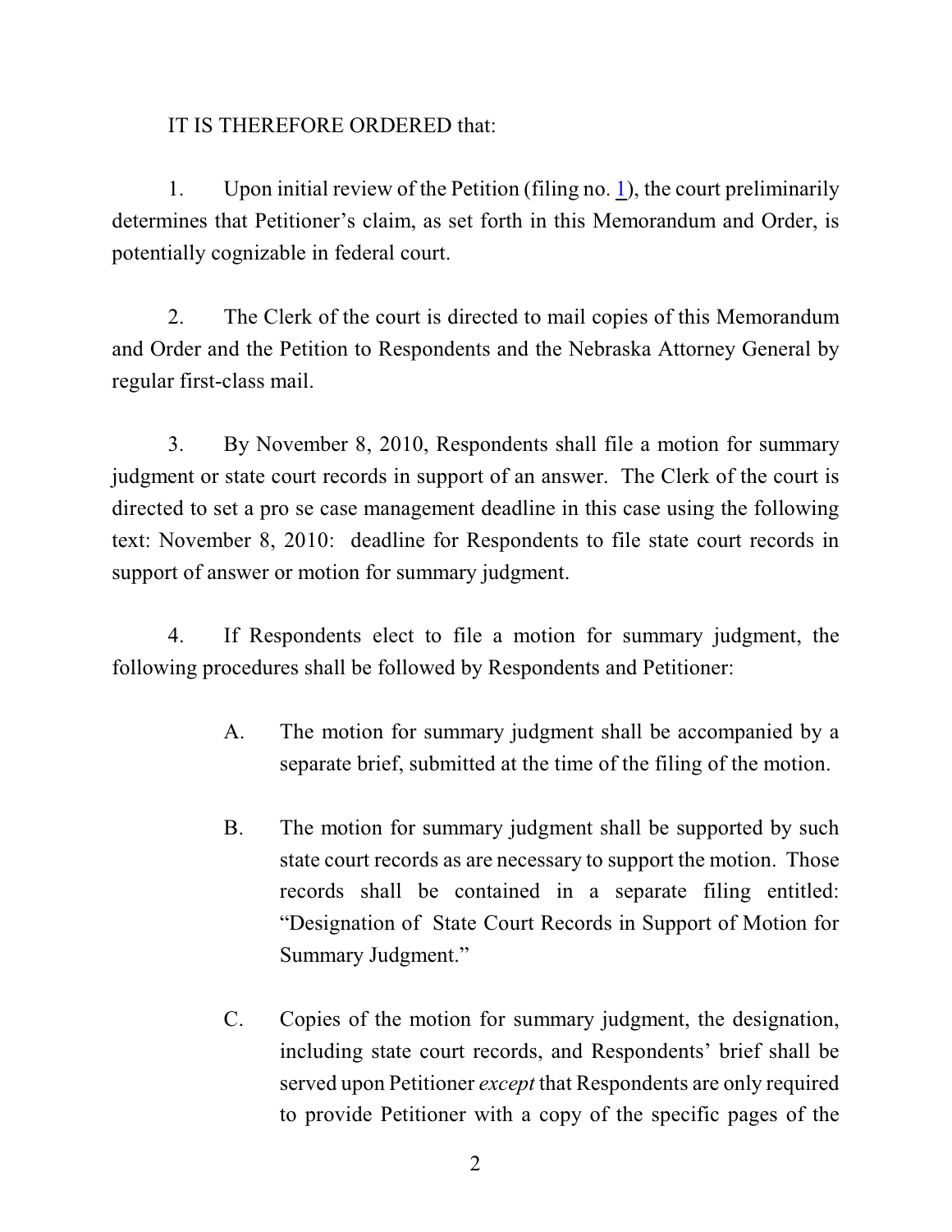IT IS THEREFORE ORDERED that:

1. Upon initial review of the Petition (filing no. 1), the court preliminarily determines that Petitioner's claim, as set forth in this Memorandum and Order, is potentially cognizable in federal court.

2. The Clerk of the court is directed to mail copies of this Memorandum and Order and the Petition to Respondents and the Nebraska Attorney General by regular first-class mail.

3. By November 8, 2010, Respondents shall file a motion for summary judgment or state court records in support of an answer. The Clerk of the court is directed to set a pro se case management deadline in this case using the following text: November 8, 2010: deadline for Respondents to file state court records in support of answer or motion for summary judgment.

4. If Respondents elect to file a motion for summary judgment, the following procedures shall be followed by Respondents and Petitioner:

   A. The motion for summary judgment shall be accompanied by a separate brief, submitted at the time of the filing of the motion.

   B. The motion for summary judgment shall be supported by such state court records as are necessary to support the motion. Those records shall be contained in a separate filing entitled: "Designation of State Court Records in Support of Motion for Summary Judgment."

   C. Copies of the motion for summary judgment, the designation, including state court records, and Respondents' brief shall be served upon Petitioner *except* that Respondents are only required to provide Petitioner with a copy of the specific pages of the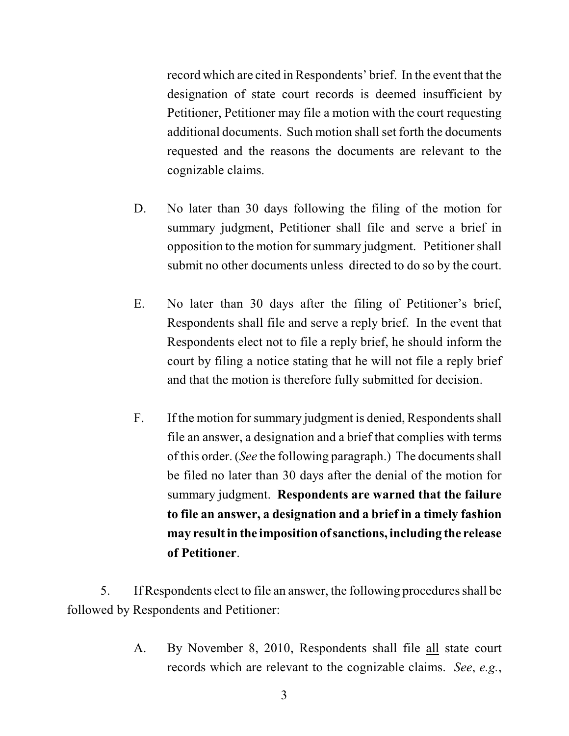record which are cited in Respondents' brief. In the event that the designation of state court records is deemed insufficient by Petitioner, Petitioner may file a motion with the court requesting additional documents. Such motion shall set forth the documents requested and the reasons the documents are relevant to the cognizable claims.

D. No later than 30 days following the filing of the motion for summary judgment, Petitioner shall file and serve a brief in opposition to the motion for summary judgment. Petitioner shall submit no other documents unless directed to do so by the court.

E. No later than 30 days after the filing of Petitioner's brief, Respondents shall file and serve a reply brief. In the event that Respondents elect not to file a reply brief, he should inform the court by filing a notice stating that he will not file a reply brief and that the motion is therefore fully submitted for decision.

F. If the motion for summary judgment is denied, Respondents shall file an answer, a designation and a brief that complies with terms of this order. (*See* the following paragraph.) The documents shall be filed no later than 30 days after the denial of the motion for summary judgment. **Respondents are warned that the failure to file an answer, a designation and a brief in a timely fashion may result in the imposition of sanctions, including the release of Petitioner**.

5. If Respondents elect to file an answer, the following procedures shall be followed by Respondents and Petitioner:

A. By November 8, 2010, Respondents shall file <u>all</u> state court records which are relevant to the cognizable claims. *See*, *e.g.*,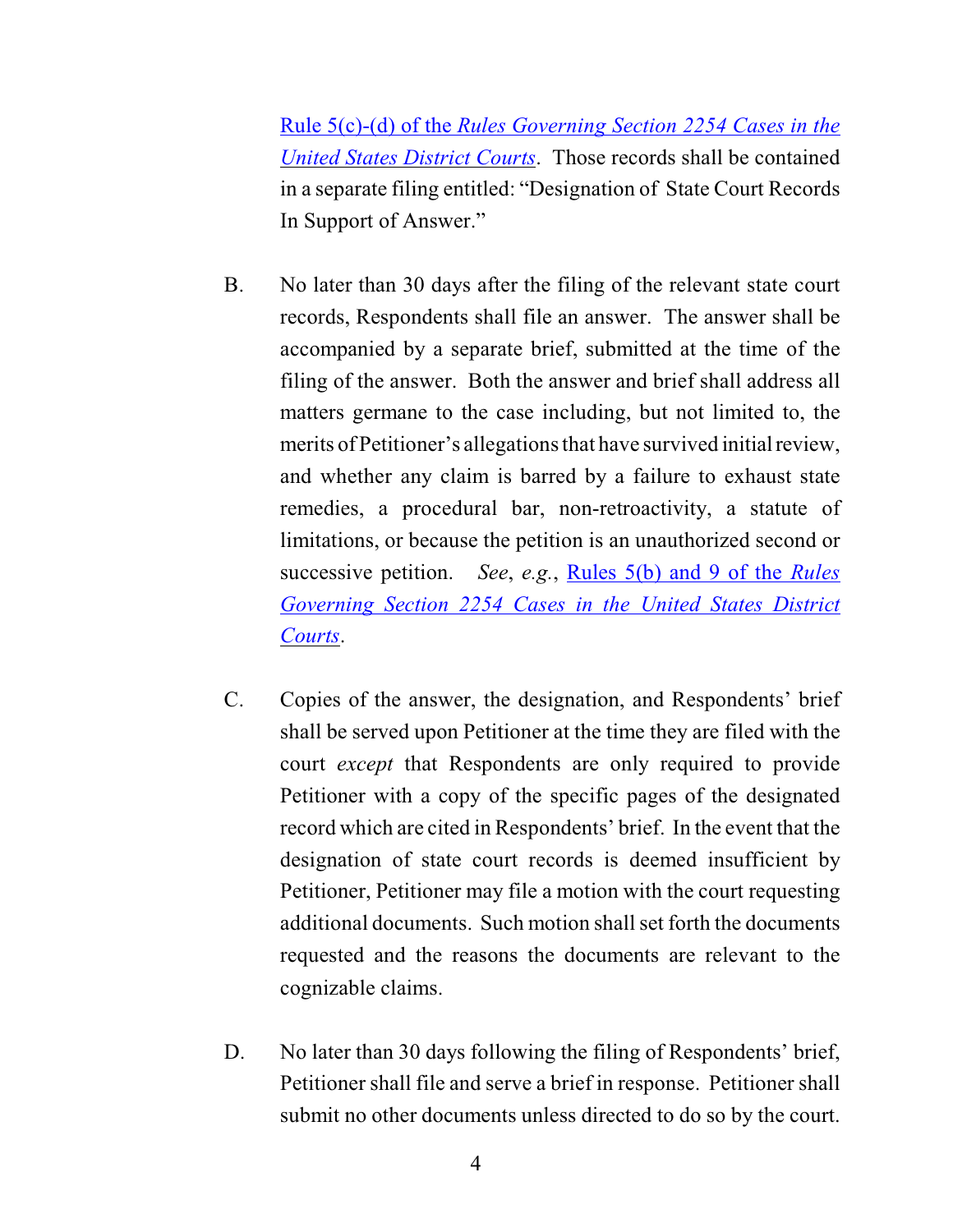Rule 5(c)-(d) of the *Rules Governing Section 2254 Cases in the United States District Courts*. Those records shall be contained in a separate filing entitled: "Designation of State Court Records In Support of Answer."

B. No later than 30 days after the filing of the relevant state court records, Respondents shall file an answer. The answer shall be accompanied by a separate brief, submitted at the time of the filing of the answer. Both the answer and brief shall address all matters germane to the case including, but not limited to, the merits of Petitioner's allegations that have survived initial review, and whether any claim is barred by a failure to exhaust state remedies, a procedural bar, non-retroactivity, a statute of limitations, or because the petition is an unauthorized second or successive petition. *See*, *e.g.*, Rules 5(b) and 9 of the *Rules Governing Section 2254 Cases in the United States District Courts*.

C. Copies of the answer, the designation, and Respondents' brief shall be served upon Petitioner at the time they are filed with the court *except* that Respondents are only required to provide Petitioner with a copy of the specific pages of the designated record which are cited in Respondents' brief. In the event that the designation of state court records is deemed insufficient by Petitioner, Petitioner may file a motion with the court requesting additional documents. Such motion shall set forth the documents requested and the reasons the documents are relevant to the cognizable claims.

D. No later than 30 days following the filing of Respondents' brief, Petitioner shall file and serve a brief in response. Petitioner shall submit no other documents unless directed to do so by the court.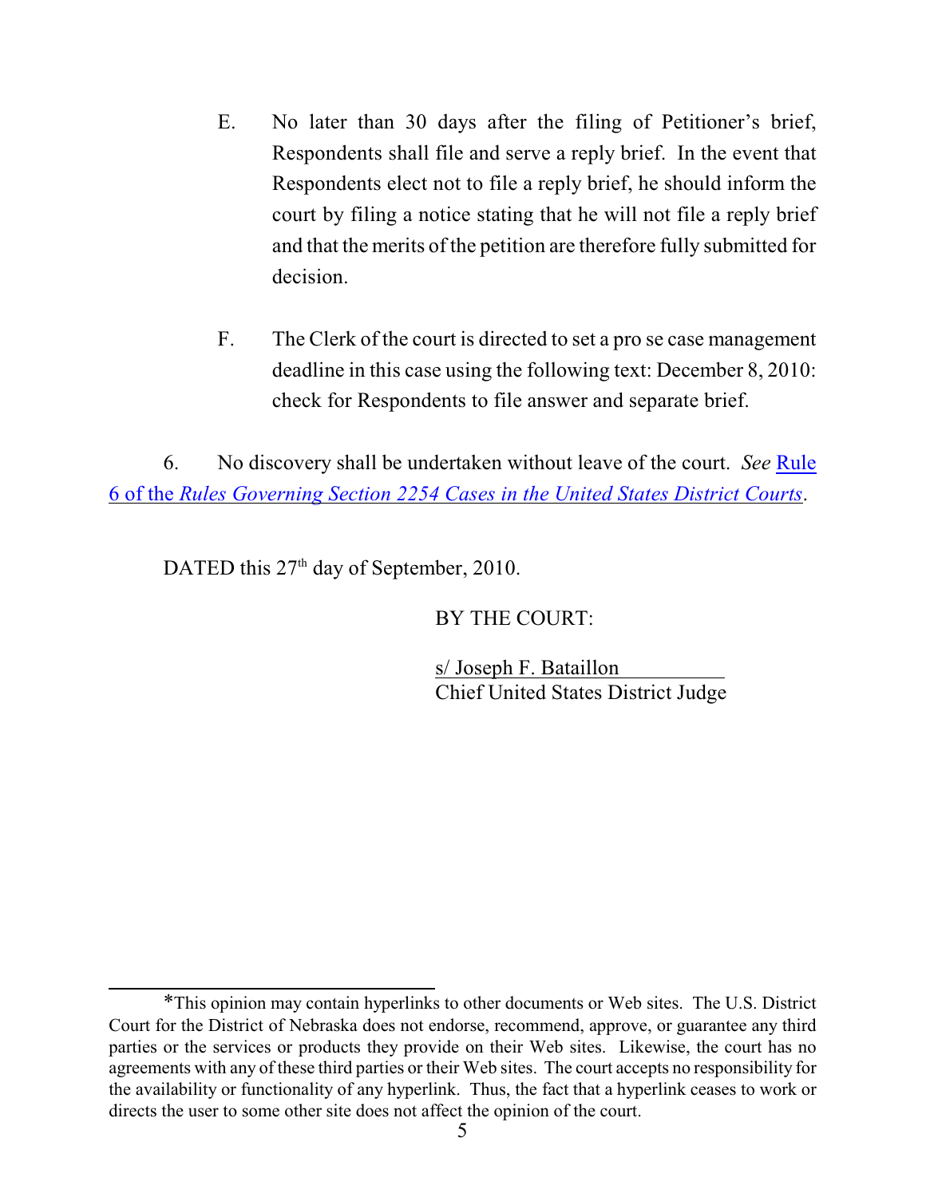E. No later than 30 days after the filing of Petitioner's brief, Respondents shall file and serve a reply brief. In the event that Respondents elect not to file a reply brief, he should inform the court by filing a notice stating that he will not file a reply brief and that the merits of the petition are therefore fully submitted for decision.

F. The Clerk of the court is directed to set a pro se case management deadline in this case using the following text: December 8, 2010: check for Respondents to file answer and separate brief.

6. No discovery shall be undertaken without leave of the court. *See* Rule 6 of the *Rules Governing Section 2254 Cases in the United States District Courts*.

DATED this 27th day of September, 2010.

BY THE COURT:

s/ Joseph F. Bataillon
Chief United States District Judge

---

*This opinion may contain hyperlinks to other documents or Web sites. The U.S. District Court for the District of Nebraska does not endorse, recommend, approve, or guarantee any third parties or the services or products they provide on their Web sites. Likewise, the court has no agreements with any of these third parties or their Web sites. The court accepts no responsibility for the availability or functionality of any hyperlink. Thus, the fact that a hyperlink ceases to work or directs the user to some other site does not affect the opinion of the court.